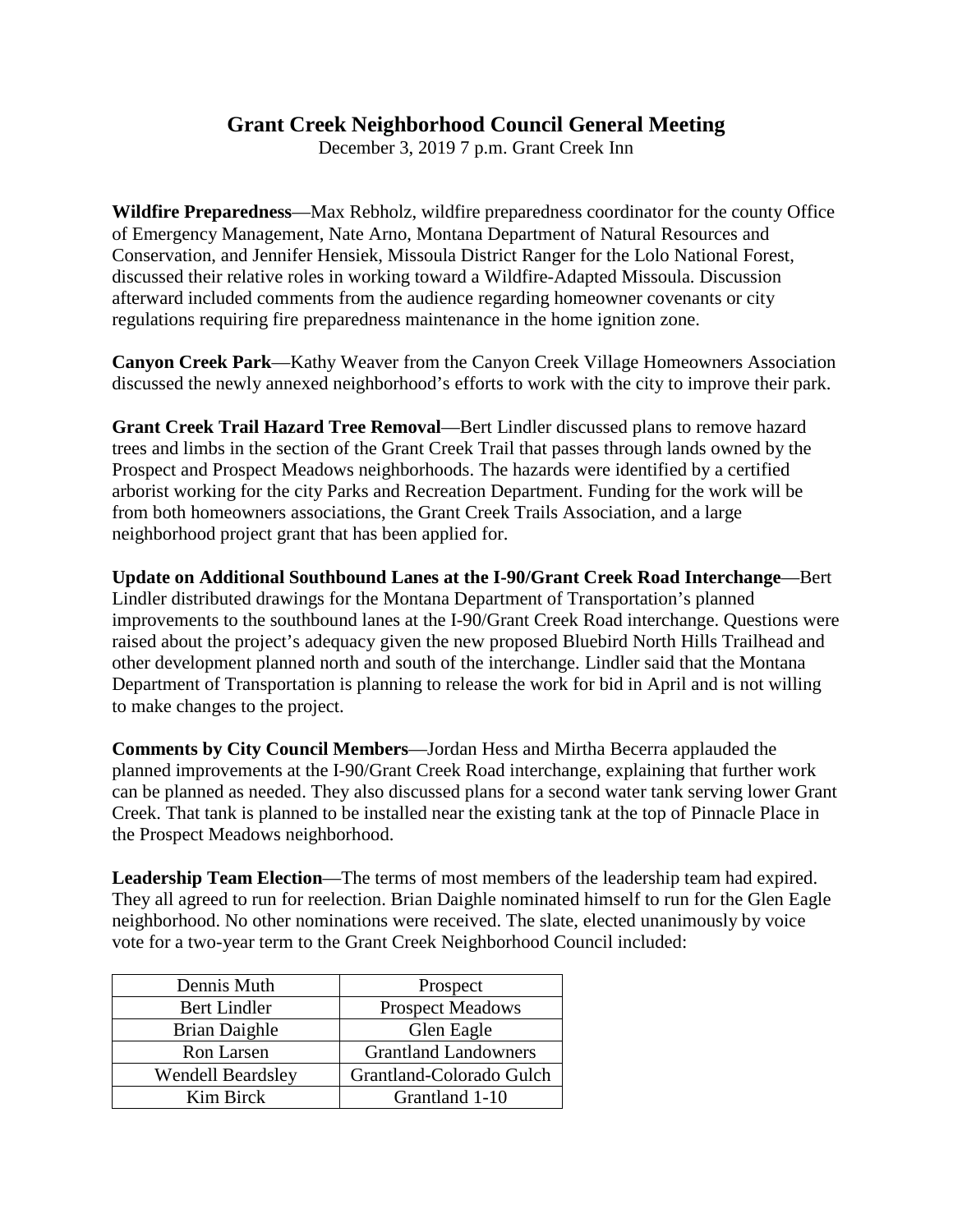# Grant Creek Neighborhood Council General Meeting

December 3, 2019 7 p.m. Grant Creek Inn

**Wildfire Preparedness**—Max Rebholz, wildfire preparedness coordinator for the county Office of Emergency Management, Nate Arno, Montana Department of Natural Resources and Conservation, and Jennifer Hensiek, Missoula District Ranger for the Lolo National Forest, discussed their relative roles in working toward a Wildfire-Adapted Missoula. Discussion afterward included comments from the audience regarding homeowner covenants or city regulations requiring fire preparedness maintenance in the home ignition zone.

**Canyon Creek Park**—Kathy Weaver from the Canyon Creek Village Homeowners Association discussed the newly annexed neighborhood's efforts to work with the city to improve their park.

**Grant Creek Trail Hazard Tree Removal**—Bert Lindler discussed plans to remove hazard trees and limbs in the section of the Grant Creek Trail that passes through lands owned by the Prospect and Prospect Meadows neighborhoods. The hazards were identified by a certified arborist working for the city Parks and Recreation Department. Funding for the work will be from both homeowners associations, the Grant Creek Trails Association, and a large neighborhood project grant that has been applied for.

**Update on Additional Southbound Lanes at the I-90/Grant Creek Road Interchange**—Bert Lindler distributed drawings for the Montana Department of Transportation's planned improvements to the southbound lanes at the I-90/Grant Creek Road interchange. Questions were raised about the project's adequacy given the new proposed Bluebird North Hills Trailhead and other development planned north and south of the interchange. Lindler said that the Montana Department of Transportation is planning to release the work for bid in April and is not willing to make changes to the project.

**Comments by City Council Members**—Jordan Hess and Mirtha Becerra applauded the planned improvements at the I-90/Grant Creek Road interchange, explaining that further work can be planned as needed. They also discussed plans for a second water tank serving lower Grant Creek. That tank is planned to be installed near the existing tank at the top of Pinnacle Place in the Prospect Meadows neighborhood.

**Leadership Team Election**—The terms of most members of the leadership team had expired. They all agreed to run for reelection. Brian Daighle nominated himself to run for the Glen Eagle neighborhood. No other nominations were received. The slate, elected unanimously by voice vote for a two-year term to the Grant Creek Neighborhood Council included:

| | |
|---|---|
| Dennis Muth | Prospect |
| Bert Lindler | Prospect Meadows |
| Brian Daighle | Glen Eagle |
| Ron Larsen | Grantland Landowners |
| Wendell Beardsley | Grantland-Colorado Gulch |
| Kim Birck | Grantland 1-10 |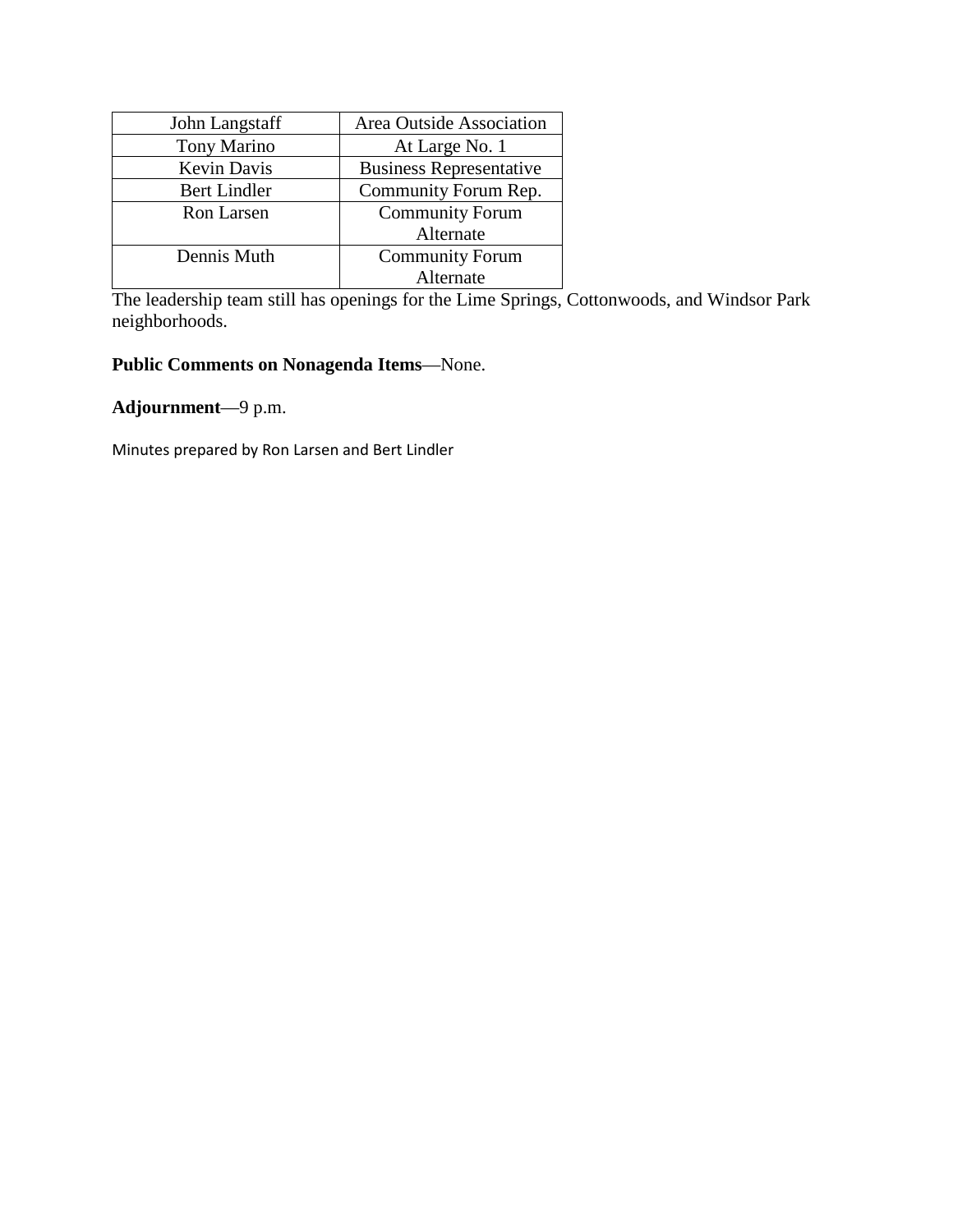| | |
|---|---|
| John Langstaff | Area Outside Association |
| Tony Marino | At Large No. 1 |
| Kevin Davis | Business Representative |
| Bert Lindler | Community Forum Rep. |
| Ron Larsen | Community Forum Alternate |
| Dennis Muth | Community Forum Alternate |

The leadership team still has openings for the Lime Springs, Cottonwoods, and Windsor Park neighborhoods.

**Public Comments on Nonagenda Items**—None.

**Adjournment**—9 p.m.

Minutes prepared by Ron Larsen and Bert Lindler